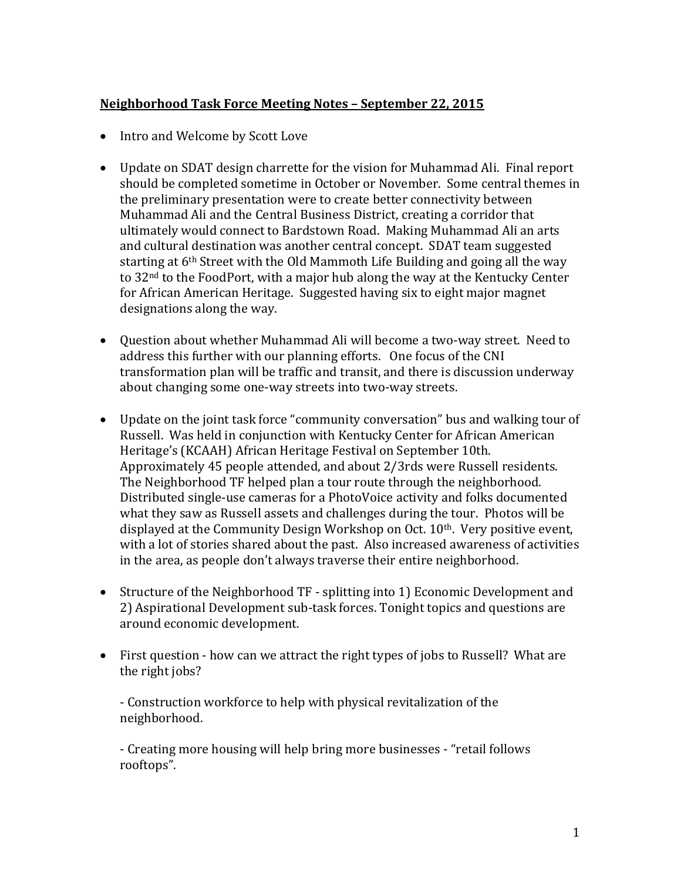**<u>Neighborhood Task Force Meeting Notes – *September 22, 2015*</u>**

- Intro and Welcome by Scott Love

- Update on SDAT design charrette for the vision for Muhammad Ali. Final report should be completed sometime in October or November. Some central themes in the preliminary presentation were to create better connectivity between Muhammad Ali and the Central Business District, creating a corridor that ultimately would connect to Bardstown Road. Making Muhammad Ali an arts and cultural destination was another central concept. SDAT team suggested starting at 6th Street with the Old Mammoth Life Building and going all the way to 32nd to the FoodPort, with a major hub along the way at the Kentucky Center for African American Heritage. Suggested having six to eight major magnet designations along the way.

- Question about whether Muhammad Ali will become a two-way street. Need to address this further with our planning efforts. One focus of the CNI transformation plan will be traffic and transit, and there is discussion underway about changing some one-way streets into two-way streets.

- Update on the joint task force "community conversation" bus and walking tour of Russell. Was held in conjunction with Kentucky Center for African American Heritage's (KCAAH) African Heritage Festival on September 10th. Approximately 45 people attended, and about 2/3rds were Russell residents. The Neighborhood TF helped plan a tour route through the neighborhood. Distributed single-use cameras for a PhotoVoice activity and folks documented what they saw as Russell assets and challenges during the tour. Photos will be displayed at the Community Design Workshop on Oct. 10th. Very positive event, with a lot of stories shared about the past. Also increased awareness of activities in the area, as people don't always traverse their entire neighborhood.

- Structure of the Neighborhood TF - splitting into 1) Economic Development and 2) Aspirational Development sub-task forces. Tonight topics and questions are around economic development.

- First question - how can we attract the right types of jobs to Russell? What are the right jobs?

  - Construction workforce to help with physical revitalization of the neighborhood.

  - Creating more housing will help bring more businesses - "retail follows rooftops".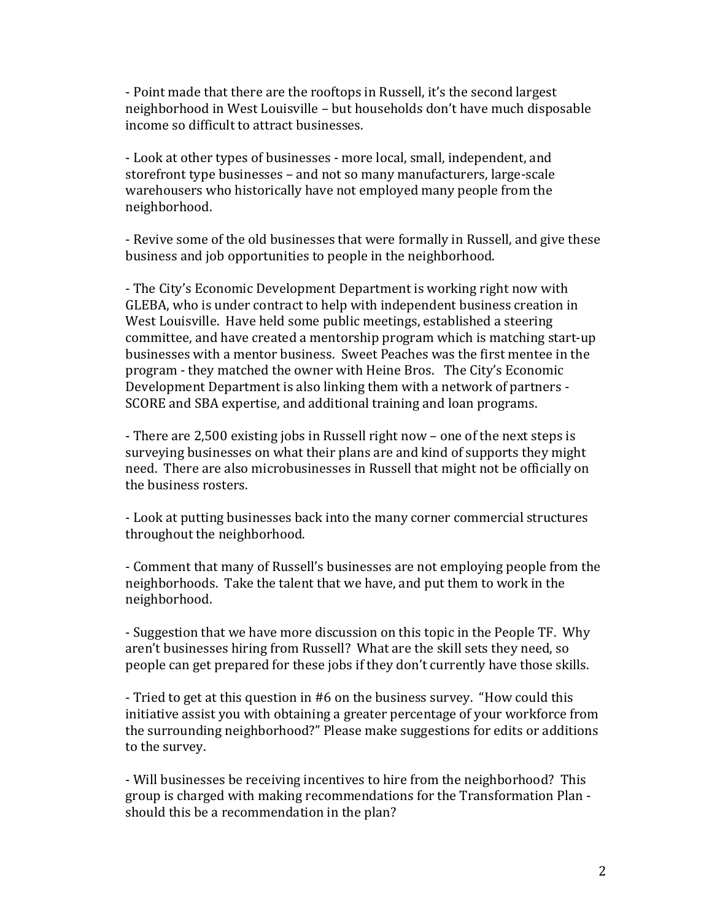- Point made that there are the rooftops in Russell, it's the second largest neighborhood in West Louisville – but households don't have much disposable income so difficult to attract businesses.

- Look at other types of businesses - more local, small, independent, and storefront type businesses – and not so many manufacturers, large-scale warehousers who historically have not employed many people from the neighborhood.

- Revive some of the old businesses that were formally in Russell, and give these business and job opportunities to people in the neighborhood.

- The City's Economic Development Department is working right now with GLEBA, who is under contract to help with independent business creation in West Louisville. Have held some public meetings, established a steering committee, and have created a mentorship program which is matching start-up businesses with a mentor business. Sweet Peaches was the first mentee in the program - they matched the owner with Heine Bros. The City's Economic Development Department is also linking them with a network of partners - SCORE and SBA expertise, and additional training and loan programs.

- There are 2,500 existing jobs in Russell right now – one of the next steps is surveying businesses on what their plans are and kind of supports they might need. There are also microbusinesses in Russell that might not be officially on the business rosters.

- Look at putting businesses back into the many corner commercial structures throughout the neighborhood.

- Comment that many of Russell's businesses are not employing people from the neighborhoods. Take the talent that we have, and put them to work in the neighborhood.

- Suggestion that we have more discussion on this topic in the People TF. Why aren't businesses hiring from Russell? What are the skill sets they need, so people can get prepared for these jobs if they don't currently have those skills.

- Tried to get at this question in #6 on the business survey. "How could this initiative assist you with obtaining a greater percentage of your workforce from the surrounding neighborhood?" Please make suggestions for edits or additions to the survey.

- Will businesses be receiving incentives to hire from the neighborhood? This group is charged with making recommendations for the Transformation Plan - should this be a recommendation in the plan?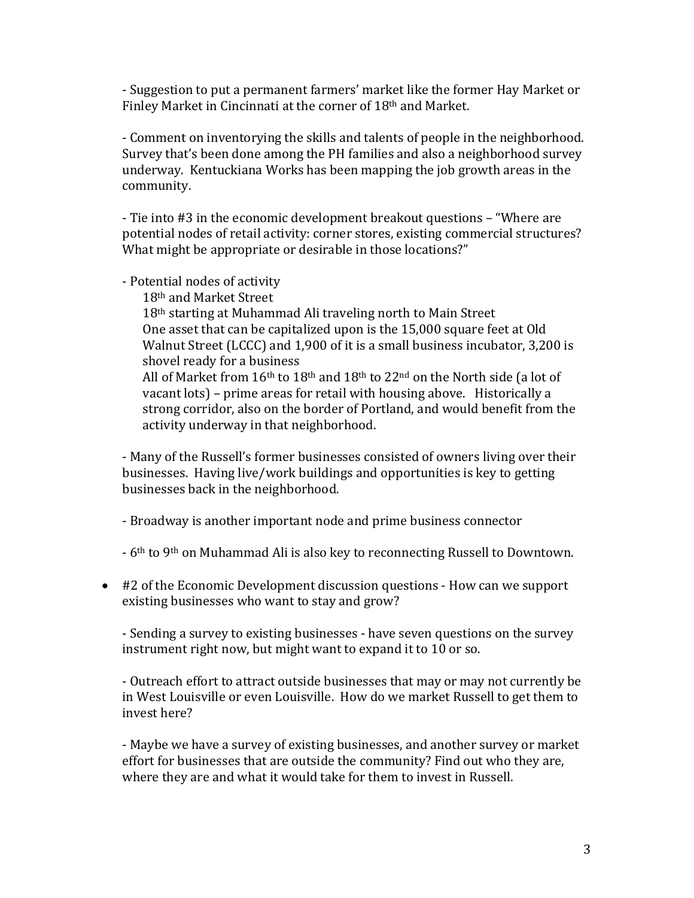- Suggestion to put a permanent farmers' market like the former Hay Market or Finley Market in Cincinnati at the corner of 18th and Market.

- Comment on inventorying the skills and talents of people in the neighborhood. Survey that's been done among the PH families and also a neighborhood survey underway. Kentuckiana Works has been mapping the job growth areas in the community.

- Tie into #3 in the economic development breakout questions – "Where are potential nodes of retail activity: corner stores, existing commercial structures? What might be appropriate or desirable in those locations?"

- Potential nodes of activity
  - 18th and Market Street
  - 18th starting at Muhammad Ali traveling north to Main Street
  - One asset that can be capitalized upon is the 15,000 square feet at Old Walnut Street (LCCC) and 1,900 of it is a small business incubator, 3,200 is shovel ready for a business
  - All of Market from 16th to 18th and 18th to 22nd on the North side (a lot of vacant lots) – prime areas for retail with housing above. Historically a strong corridor, also on the border of Portland, and would benefit from the activity underway in that neighborhood.

- Many of the Russell's former businesses consisted of owners living over their businesses. Having live/work buildings and opportunities is key to getting businesses back in the neighborhood.

- Broadway is another important node and prime business connector

- 6th to 9th on Muhammad Ali is also key to reconnecting Russell to Downtown.

- #2 of the Economic Development discussion questions - How can we support existing businesses who want to stay and grow?

  - Sending a survey to existing businesses - have seven questions on the survey instrument right now, but might want to expand it to 10 or so.

  - Outreach effort to attract outside businesses that may or may not currently be in West Louisville or even Louisville. How do we market Russell to get them to invest here?

  - Maybe we have a survey of existing businesses, and another survey or market effort for businesses that are outside the community? Find out who they are, where they are and what it would take for them to invest in Russell.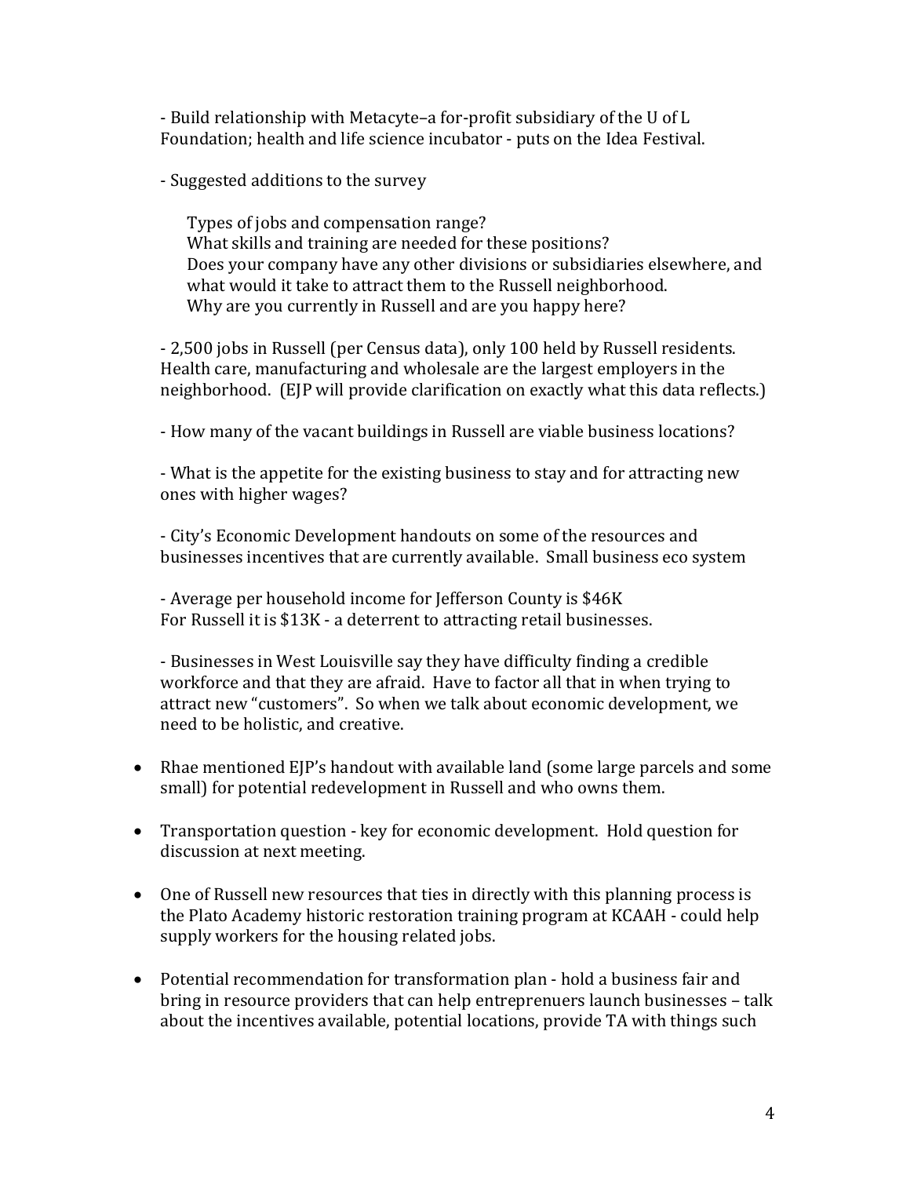- Build relationship with Metacyte–a for-profit subsidiary of the U of L Foundation; health and life science incubator - puts on the Idea Festival.

- Suggested additions to the survey

  Types of jobs and compensation range?
  What skills and training are needed for these positions?
  Does your company have any other divisions or subsidiaries elsewhere, and what would it take to attract them to the Russell neighborhood.
  Why are you currently in Russell and are you happy here?

- 2,500 jobs in Russell (per Census data), only 100 held by Russell residents. Health care, manufacturing and wholesale are the largest employers in the neighborhood. (EJP will provide clarification on exactly what this data reflects.)

- How many of the vacant buildings in Russell are viable business locations?

- What is the appetite for the existing business to stay and for attracting new ones with higher wages?

- City's Economic Development handouts on some of the resources and businesses incentives that are currently available. Small business eco system

- Average per household income for Jefferson County is $46K
For Russell it is $13K - a deterrent to attracting retail businesses.

- Businesses in West Louisville say they have difficulty finding a credible workforce and that they are afraid. Have to factor all that in when trying to attract new "customers". So when we talk about economic development, we need to be holistic, and creative.

- Rhae mentioned EJP's handout with available land (some large parcels and some small) for potential redevelopment in Russell and who owns them.

- Transportation question - key for economic development. Hold question for discussion at next meeting.

- One of Russell new resources that ties in directly with this planning process is the Plato Academy historic restoration training program at KCAAH - could help supply workers for the housing related jobs.

- Potential recommendation for transformation plan - hold a business fair and bring in resource providers that can help entrepreneurs launch businesses – talk about the incentives available, potential locations, provide TA with things such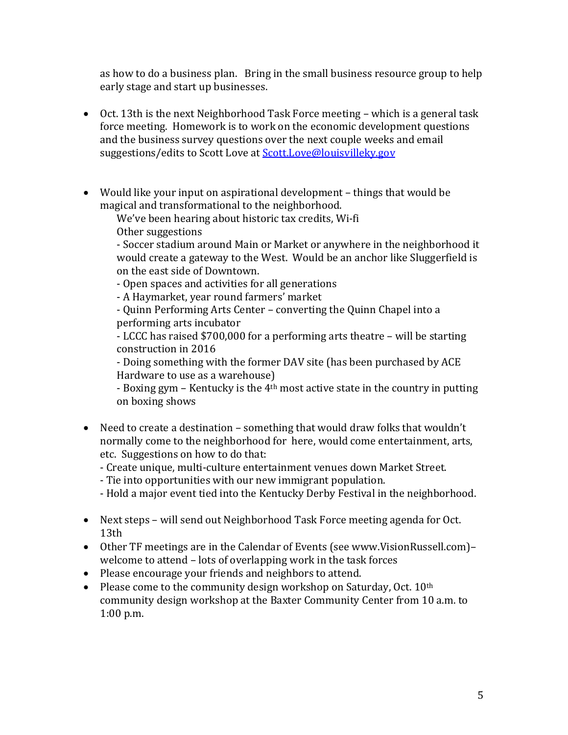as how to do a business plan. Bring in the small business resource group to help early stage and start up businesses.

- Oct. 13th is the next Neighborhood Task Force meeting – which is a general task force meeting. Homework is to work on the economic development questions and the business survey questions over the next couple weeks and email suggestions/edits to Scott Love at Scott.Love@louisvilleky.gov

- Would like your input on aspirational development – things that would be magical and transformational to the neighborhood.

  We've been hearing about historic tax credits, Wi-fi

  Other suggestions

  - Soccer stadium around Main or Market or anywhere in the neighborhood it would create a gateway to the West. Would be an anchor like Sluggerfield is on the east side of Downtown.
  - Open spaces and activities for all generations
  - A Haymarket, year round farmers' market
  - Quinn Performing Arts Center – converting the Quinn Chapel into a performing arts incubator
  - LCCC has raised $700,000 for a performing arts theatre – will be starting construction in 2016
  - Doing something with the former DAV site (has been purchased by ACE Hardware to use as a warehouse)
  - Boxing gym – Kentucky is the 4th most active state in the country in putting on boxing shows

- Need to create a destination – something that would draw folks that wouldn't normally come to the neighborhood for here, would come entertainment, arts, etc. Suggestions on how to do that:
  - Create unique, multi-culture entertainment venues down Market Street.
  - Tie into opportunities with our new immigrant population.
  - Hold a major event tied into the Kentucky Derby Festival in the neighborhood.

- Next steps – will send out Neighborhood Task Force meeting agenda for Oct. 13th
- Other TF meetings are in the Calendar of Events (see www.VisionRussell.com)– welcome to attend – lots of overlapping work in the task forces
- Please encourage your friends and neighbors to attend.
- Please come to the community design workshop on Saturday, Oct. 10th community design workshop at the Baxter Community Center from 10 a.m. to 1:00 p.m.